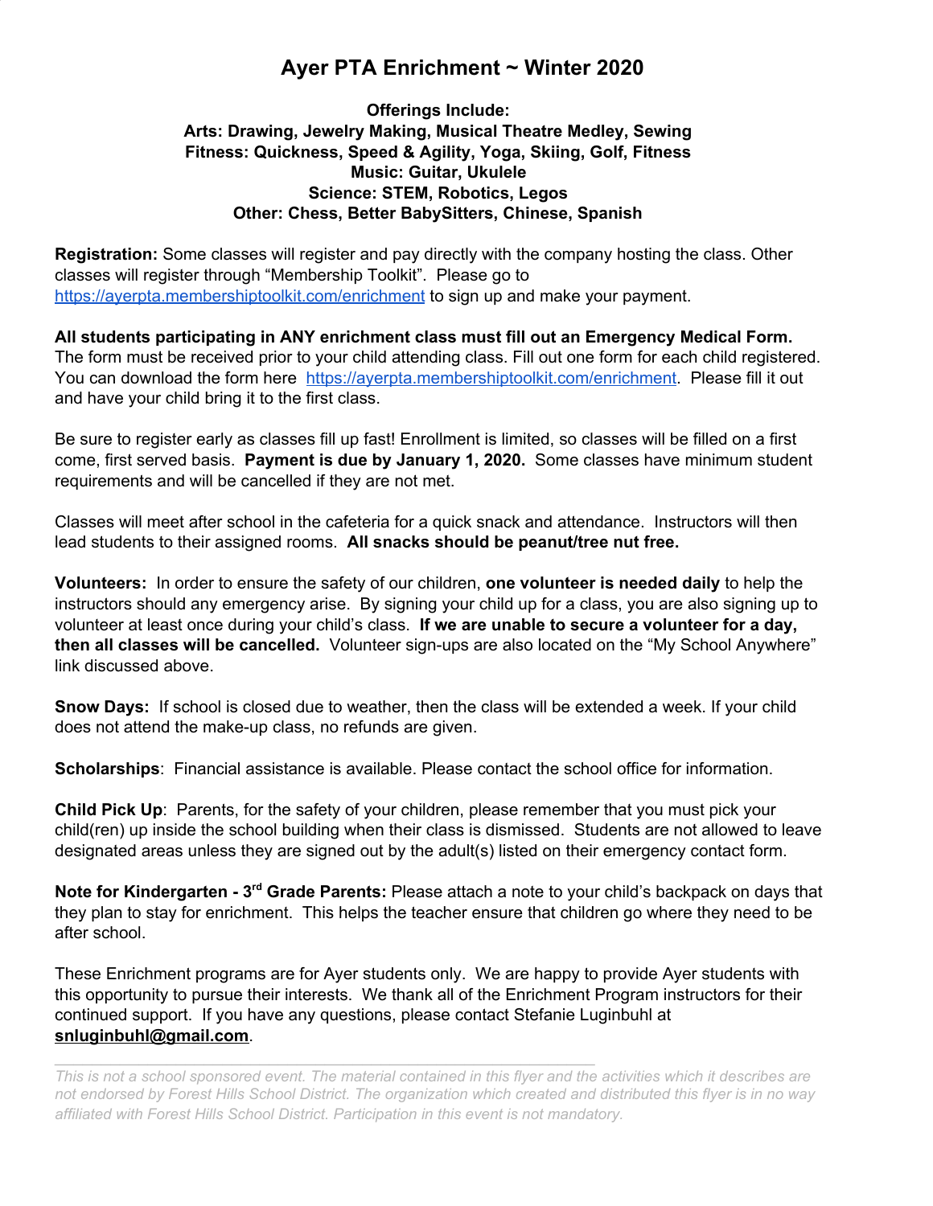# Ayer PTA Enrichment ~ Winter 2020

**Offerings Include:**
**Arts: Drawing, Jewelry Making, Musical Theatre Medley, Sewing**
**Fitness: Quickness, Speed & Agility, Yoga, Skiing, Golf, Fitness**
**Music: Guitar, Ukulele**
**Science: STEM, Robotics, Legos**
**Other: Chess, Better BabySitters, Chinese, Spanish**

**Registration:** Some classes will register and pay directly with the company hosting the class. Other classes will register through "Membership Toolkit". Please go to https://ayerpta.membershiptoolkit.com/enrichment to sign up and make your payment.

**All students participating in ANY enrichment class must fill out an Emergency Medical Form.** The form must be received prior to your child attending class. Fill out one form for each child registered. You can download the form here https://ayerpta.membershiptoolkit.com/enrichment. Please fill it out and have your child bring it to the first class.

Be sure to register early as classes fill up fast! Enrollment is limited, so classes will be filled on a first come, first served basis. **Payment is due by January 1, 2020.** Some classes have minimum student requirements and will be cancelled if they are not met.

Classes will meet after school in the cafeteria for a quick snack and attendance. Instructors will then lead students to their assigned rooms. **All snacks should be peanut/tree nut free.**

**Volunteers:** In order to ensure the safety of our children, **one volunteer is needed daily** to help the instructors should any emergency arise. By signing your child up for a class, you are also signing up to volunteer at least once during your child's class. **If we are unable to secure a volunteer for a day, then all classes will be cancelled.** Volunteer sign-ups are also located on the "My School Anywhere" link discussed above.

**Snow Days:** If school is closed due to weather, then the class will be extended a week. If your child does not attend the make-up class, no refunds are given.

**Scholarships**: Financial assistance is available. Please contact the school office for information.

**Child Pick Up**: Parents, for the safety of your children, please remember that you must pick your child(ren) up inside the school building when their class is dismissed. Students are not allowed to leave designated areas unless they are signed out by the adult(s) listed on their emergency contact form.

**Note for Kindergarten - 3rd Grade Parents:** Please attach a note to your child's backpack on days that they plan to stay for enrichment. This helps the teacher ensure that children go where they need to be after school.

These Enrichment programs are for Ayer students only. We are happy to provide Ayer students with this opportunity to pursue their interests. We thank all of the Enrichment Program instructors for their continued support. If you have any questions, please contact Stefanie Luginbuhl at **snluginbuhl@gmail.com**.

---

*This is not a school sponsored event. The material contained in this flyer and the activities which it describes are not endorsed by Forest Hills School District. The organization which created and distributed this flyer is in no way affiliated with Forest Hills School District. Participation in this event is not mandatory.*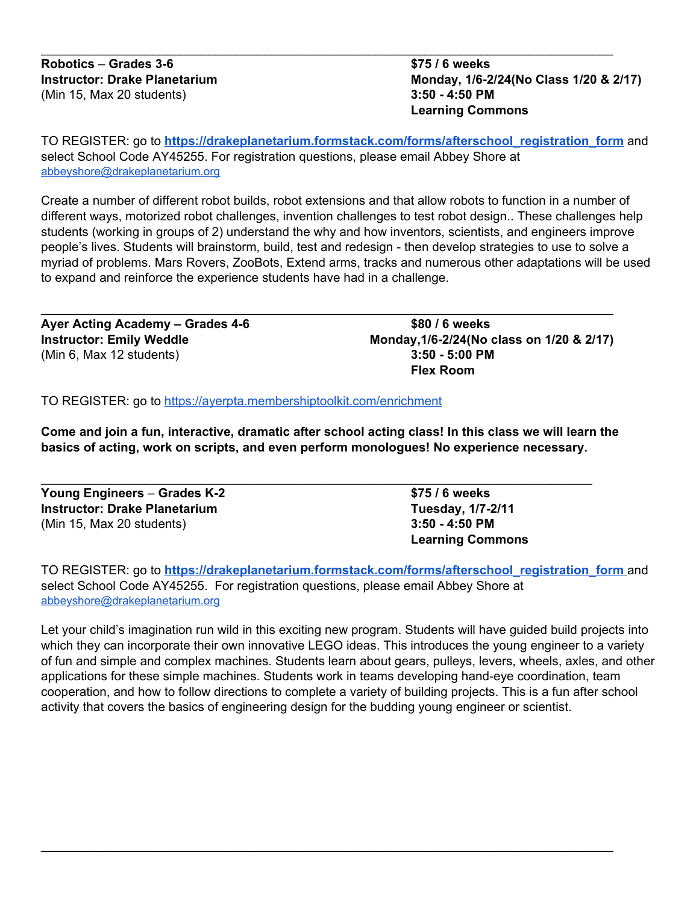---

**Robotics** – **Grades 3-6**
**Instructor: Drake Planetarium**
(Min 15, Max 20 students)

**$75 / 6 weeks**
**Monday, 1/6-2/24(No Class 1/20 & 2/17)**
**3:50 - 4:50 PM**
**Learning Commons**

TO REGISTER: go to **https://drakeplanetarium.formstack.com/forms/afterschool_registration_form** and select School Code AY45255. For registration questions, please email Abbey Shore at abbeyshore@drakeplanetarium.org

Create a number of different robot builds, robot extensions and that allow robots to function in a number of different ways, motorized robot challenges, invention challenges to test robot design.. These challenges help students (working in groups of 2) understand the why and how inventors, scientists, and engineers improve people's lives. Students will brainstorm, build, test and redesign - then develop strategies to use to solve a myriad of problems. Mars Rovers, ZooBots, Extend arms, tracks and numerous other adaptations will be used to expand and reinforce the experience students have had in a challenge.

---

**Ayer Acting Academy – Grades 4-6**
**Instructor: Emily Weddle**
(Min 6, Max 12 students)

**$80 / 6 weeks**
**Monday,1/6-2/24(No class on 1/20 & 2/17)**
**3:50 - 5:00 PM**
**Flex Room**

TO REGISTER: go to https://ayerpta.membershiptoolkit.com/enrichment

**Come and join a fun, interactive, dramatic after school acting class! In this class we will learn the basics of acting, work on scripts, and even perform monologues! No experience necessary.**

---

**Young Engineers** – **Grades K-2**
**Instructor: Drake Planetarium**
(Min 15, Max 20 students)

**$75 / 6 weeks**
**Tuesday, 1/7-2/11**
**3:50 - 4:50 PM**
**Learning Commons**

TO REGISTER: go to **https://drakeplanetarium.formstack.com/forms/afterschool_registration_form** and select School Code AY45255. For registration questions, please email Abbey Shore at abbeyshore@drakeplanetarium.org

Let your child's imagination run wild in this exciting new program. Students will have guided build projects into which they can incorporate their own innovative LEGO ideas. This introduces the young engineer to a variety of fun and simple and complex machines. Students learn about gears, pulleys, levers, wheels, axles, and other applications for these simple machines. Students work in teams developing hand-eye coordination, team cooperation, and how to follow directions to complete a variety of building projects. This is a fun after school activity that covers the basics of engineering design for the budding young engineer or scientist.

---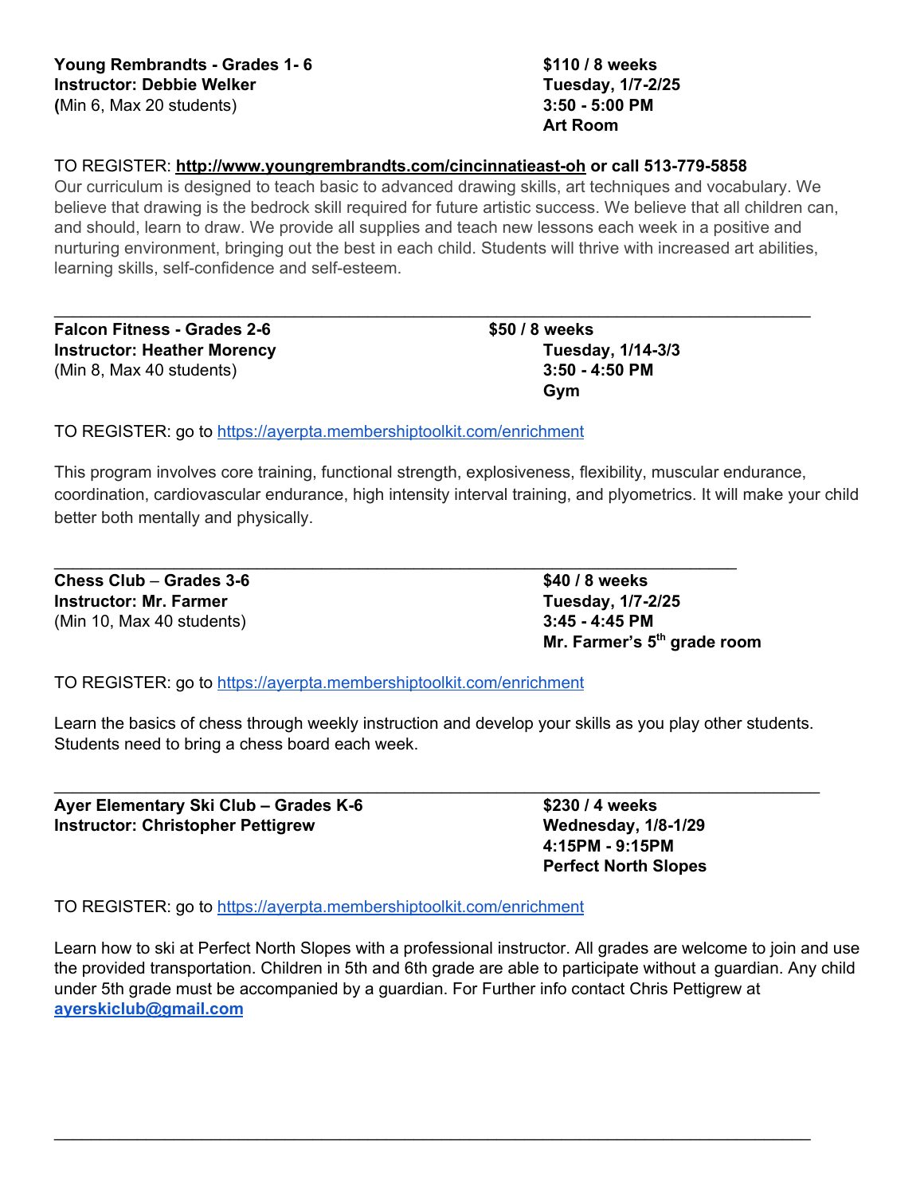**Young Rembrandts - Grades 1- 6**
**Instructor: Debbie Welker**
**(**Min 6, Max 20 students)

**$110 / 8 weeks**
**Tuesday, 1/7-2/25**
**3:50 - 5:00 PM**
**Art Room**

TO REGISTER: **http://www.youngrembrandts.com/cincinnatieast-oh or call 513-779-5858**

Our curriculum is designed to teach basic to advanced drawing skills, art techniques and vocabulary. We believe that drawing is the bedrock skill required for future artistic success. We believe that all children can, and should, learn to draw. We provide all supplies and teach new lessons each week in a positive and nurturing environment, bringing out the best in each child. Students will thrive with increased art abilities, learning skills, self-confidence and self-esteem.

---

**Falcon Fitness - Grades 2-6**
**Instructor: Heather Morency**
(Min 8, Max 40 students)

**$50 / 8 weeks**
**Tuesday, 1/14-3/3**
**3:50 - 4:50 PM**
**Gym**

TO REGISTER: go to https://ayerpta.membershiptoolkit.com/enrichment

This program involves core training, functional strength, explosiveness, flexibility, muscular endurance, coordination, cardiovascular endurance, high intensity interval training, and plyometrics. It will make your child better both mentally and physically.

---

**Chess Club – Grades 3-6**
**Instructor: Mr. Farmer**
(Min 10, Max 40 students)

**$40 / 8 weeks**
**Tuesday, 1/7-2/25**
**3:45 - 4:45 PM**
**Mr. Farmer's 5th grade room**

TO REGISTER: go to https://ayerpta.membershiptoolkit.com/enrichment

Learn the basics of chess through weekly instruction and develop your skills as you play other students. Students need to bring a chess board each week.

---

**Ayer Elementary Ski Club – Grades K-6**
**Instructor: Christopher Pettigrew**

**$230 / 4 weeks**
**Wednesday, 1/8-1/29**
**4:15PM - 9:15PM**
**Perfect North Slopes**

TO REGISTER: go to https://ayerpta.membershiptoolkit.com/enrichment

Learn how to ski at Perfect North Slopes with a professional instructor. All grades are welcome to join and use the provided transportation. Children in 5th and 6th grade are able to participate without a guardian. Any child under 5th grade must be accompanied by a guardian. For Further info contact Chris Pettigrew at **ayerskiclub@gmail.com**

---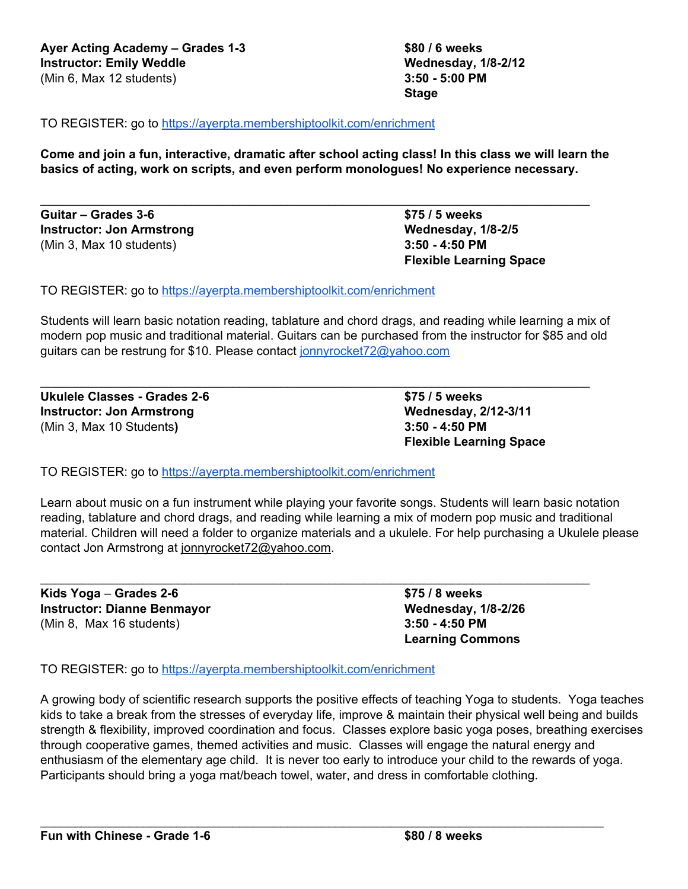**Ayer Acting Academy – Grades 1-3**
**Instructor: Emily Weddle**
(Min 6, Max 12 students)

**$80 / 6 weeks**
**Wednesday, 1/8-2/12**
**3:50 - 5:00 PM**
**Stage**

TO REGISTER: go to https://ayerpta.membershiptoolkit.com/enrichment

**Come and join a fun, interactive, dramatic after school acting class! In this class we will learn the basics of acting, work on scripts, and even perform monologues! No experience necessary.**

---

**Guitar – Grades 3-6**
**Instructor: Jon Armstrong**
(Min 3, Max 10 students)

**$75 / 5 weeks**
**Wednesday, 1/8-2/5**
**3:50 - 4:50 PM**
**Flexible Learning Space**

TO REGISTER: go to https://ayerpta.membershiptoolkit.com/enrichment

Students will learn basic notation reading, tablature and chord drags, and reading while learning a mix of modern pop music and traditional material. Guitars can be purchased from the instructor for $85 and old guitars can be restrung for $10. Please contact jonnyrocket72@yahoo.com

---

**Ukulele Classes - Grades 2-6**
**Instructor: Jon Armstrong**
(Min 3, Max 10 Students**)**

**$75 / 5 weeks**
**Wednesday, 2/12-3/11**
**3:50 - 4:50 PM**
**Flexible Learning Space**

TO REGISTER: go to https://ayerpta.membershiptoolkit.com/enrichment

Learn about music on a fun instrument while playing your favorite songs. Students will learn basic notation reading, tablature and chord drags, and reading while learning a mix of modern pop music and traditional material. Children will need a folder to organize materials and a ukulele. For help purchasing a Ukulele please contact Jon Armstrong at jonnyrocket72@yahoo.com.

---

**Kids Yoga** – **Grades 2-6**
**Instructor: Dianne Benmayor**
(Min 8, Max 16 students)

**$75 / 8 weeks**
**Wednesday, 1/8-2/26**
**3:50 - 4:50 PM**
**Learning Commons**

TO REGISTER: go to https://ayerpta.membershiptoolkit.com/enrichment

A growing body of scientific research supports the positive effects of teaching Yoga to students. Yoga teaches kids to take a break from the stresses of everyday life, improve & maintain their physical well being and builds strength & flexibility, improved coordination and focus. Classes explore basic yoga poses, breathing exercises through cooperative games, themed activities and music. Classes will engage the natural energy and enthusiasm of the elementary age child. It is never too early to introduce your child to the rewards of yoga. Participants should bring a yoga mat/beach towel, water, and dress in comfortable clothing.

---

**Fun with Chinese - Grade 1-6**

**$80 / 8 weeks**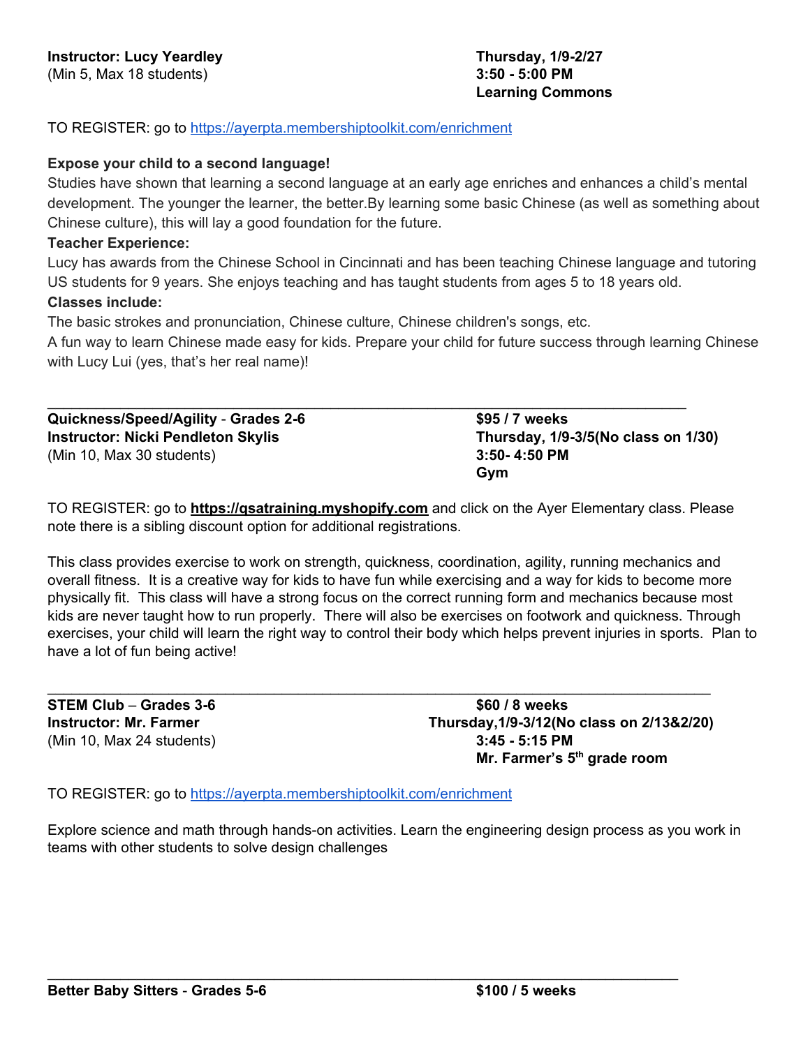**Instructor: Lucy Yeardley** | **Thursday, 1/9-2/27**
(Min 5, Max 18 students) | **3:50 - 5:00 PM**
**Learning Commons**

TO REGISTER: go to https://ayerpta.membershiptoolkit.com/enrichment

**Expose your child to a second language!**
Studies have shown that learning a second language at an early age enriches and enhances a child's mental development. The younger the learner, the better.By learning some basic Chinese (as well as something about Chinese culture), this will lay a good foundation for the future.

**Teacher Experience:**
Lucy has awards from the Chinese School in Cincinnati and has been teaching Chinese language and tutoring US students for 9 years. She enjoys teaching and has taught students from ages 5 to 18 years old.

**Classes include:**
The basic strokes and pronunciation, Chinese culture, Chinese children's songs, etc.
A fun way to learn Chinese made easy for kids. Prepare your child for future success through learning Chinese with Lucy Lui (yes, that's her real name)!

---

**Quickness/Speed/Agility - Grades 2-6** | **$95 / 7 weeks**
**Instructor: Nicki Pendleton Skylis** | **Thursday, 1/9-3/5(No class on 1/30)**
(Min 10, Max 30 students) | **3:50- 4:50 PM**
**Gym**

TO REGISTER: go to **https://qsatraining.myshopify.com** and click on the Ayer Elementary class. Please note there is a sibling discount option for additional registrations.

This class provides exercise to work on strength, quickness, coordination, agility, running mechanics and overall fitness. It is a creative way for kids to have fun while exercising and a way for kids to become more physically fit. This class will have a strong focus on the correct running form and mechanics because most kids are never taught how to run properly. There will also be exercises on footwork and quickness. Through exercises, your child will learn the right way to control their body which helps prevent injuries in sports. Plan to have a lot of fun being active!

---

**STEM Club – Grades 3-6** | **$60 / 8 weeks**
**Instructor: Mr. Farmer** | **Thursday,1/9-3/12(No class on 2/13&2/20)**
(Min 10, Max 24 students) | **3:45 - 5:15 PM**
**Mr. Farmer's 5th grade room**

TO REGISTER: go to https://ayerpta.membershiptoolkit.com/enrichment

Explore science and math through hands-on activities. Learn the engineering design process as you work in teams with other students to solve design challenges

---

**Better Baby Sitters - Grades 5-6** | **$100 / 5 weeks**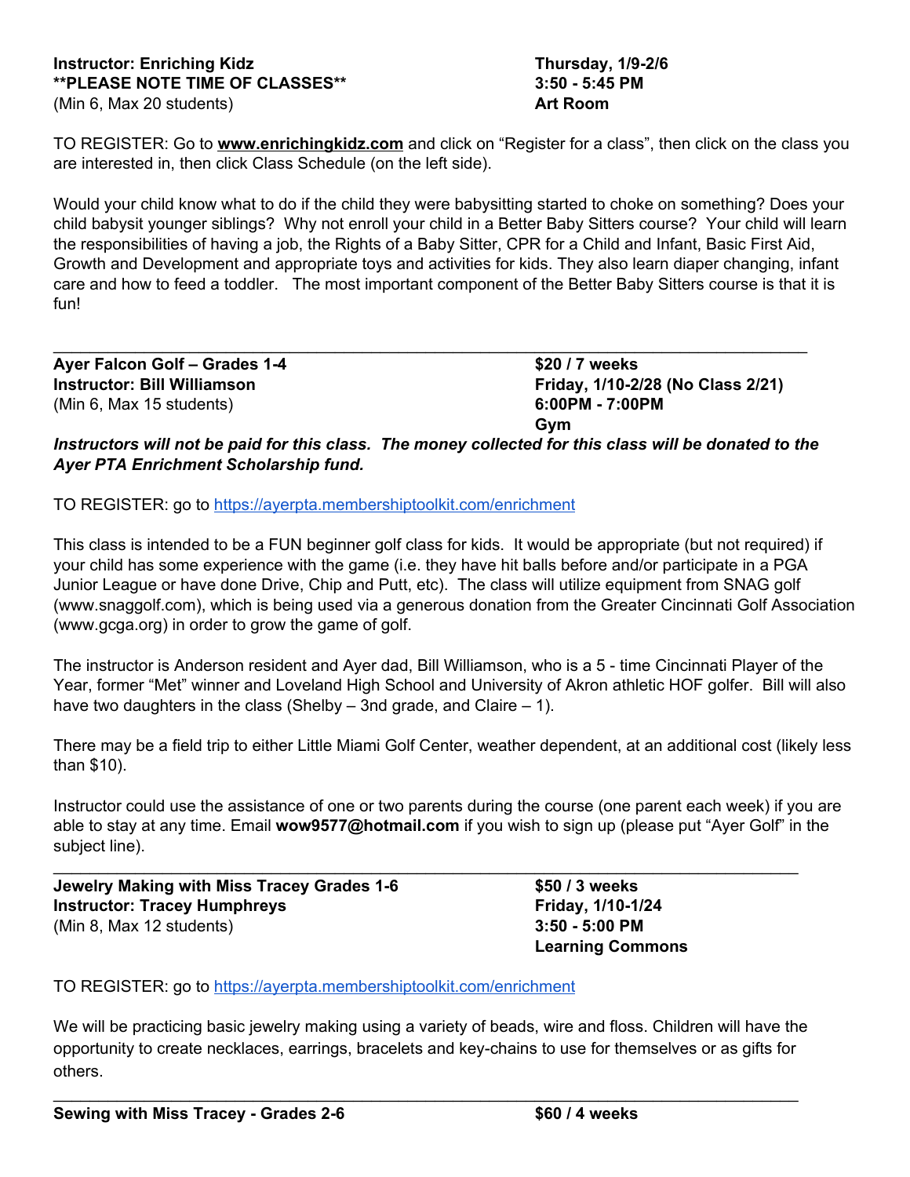**Instructor: Enriching Kidz** | **Thursday, 1/9-2/6**
**\*\*PLEASE NOTE TIME OF CLASSES\*\*** | **3:50 - 5:45 PM**
(Min 6, Max 20 students) | **Art Room**

TO REGISTER: Go to **www.enrichingkidz.com** and click on "Register for a class", then click on the class you are interested in, then click Class Schedule (on the left side).

Would your child know what to do if the child they were babysitting started to choke on something? Does your child babysit younger siblings? Why not enroll your child in a Better Baby Sitters course? Your child will learn the responsibilities of having a job, the Rights of a Baby Sitter, CPR for a Child and Infant, Basic First Aid, Growth and Development and appropriate toys and activities for kids. They also learn diaper changing, infant care and how to feed a toddler. The most important component of the Better Baby Sitters course is that it is fun!

---

**Ayer Falcon Golf – Grades 1-4** | **$20 / 7 weeks**
**Instructor: Bill Williamson** | **Friday, 1/10-2/28 (No Class 2/21)**
(Min 6, Max 15 students) | **6:00PM - 7:00PM**
**Gym**

***Instructors will not be paid for this class. The money collected for this class will be donated to the Ayer PTA Enrichment Scholarship fund.***

TO REGISTER: go to https://ayerpta.membershiptoolkit.com/enrichment

This class is intended to be a FUN beginner golf class for kids. It would be appropriate (but not required) if your child has some experience with the game (i.e. they have hit balls before and/or participate in a PGA Junior League or have done Drive, Chip and Putt, etc). The class will utilize equipment from SNAG golf (www.snaggolf.com), which is being used via a generous donation from the Greater Cincinnati Golf Association (www.gcga.org) in order to grow the game of golf.

The instructor is Anderson resident and Ayer dad, Bill Williamson, who is a 5 - time Cincinnati Player of the Year, former "Met" winner and Loveland High School and University of Akron athletic HOF golfer. Bill will also have two daughters in the class (Shelby – 3nd grade, and Claire – 1).

There may be a field trip to either Little Miami Golf Center, weather dependent, at an additional cost (likely less than $10).

Instructor could use the assistance of one or two parents during the course (one parent each week) if you are able to stay at any time. Email **wow9577@hotmail.com** if you wish to sign up (please put "Ayer Golf" in the subject line).

---

**Jewelry Making with Miss Tracey Grades 1-6** | **$50 / 3 weeks**
**Instructor: Tracey Humphreys** | **Friday, 1/10-1/24**
(Min 8, Max 12 students) | **3:50 - 5:00 PM**
**Learning Commons**

TO REGISTER: go to https://ayerpta.membershiptoolkit.com/enrichment

We will be practicing basic jewelry making using a variety of beads, wire and floss. Children will have the opportunity to create necklaces, earrings, bracelets and key-chains to use for themselves or as gifts for others.

---

**Sewing with Miss Tracey - Grades 2-6** | **$60 / 4 weeks**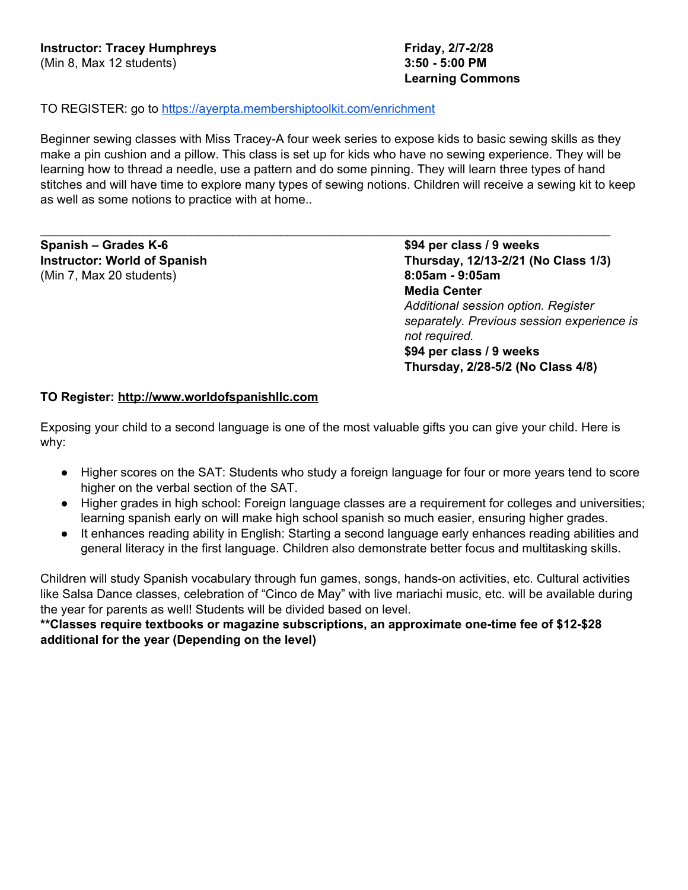**Instructor: Tracey Humphreys**
(Min 8, Max 12 students)

**Friday, 2/7-2/28**
**3:50 - 5:00 PM**
**Learning Commons**

TO REGISTER: go to https://ayerpta.membershiptoolkit.com/enrichment

Beginner sewing classes with Miss Tracey-A four week series to expose kids to basic sewing skills as they make a pin cushion and a pillow. This class is set up for kids who have no sewing experience. They will be learning how to thread a needle, use a pattern and do some pinning. They will learn three types of hand stitches and will have time to explore many types of sewing notions. Children will receive a sewing kit to keep as well as some notions to practice with at home..

---

**Spanish – Grades K-6**
**Instructor: World of Spanish**
(Min 7, Max 20 students)

**$94 per class / 9 weeks**
**Thursday, 12/13-2/21 (No Class 1/3)**
**8:05am - 9:05am**
**Media Center**
*Additional session option. Register separately. Previous session experience is not required.*
**$94 per class / 9 weeks**
**Thursday, 2/28-5/2 (No Class 4/8)**

**TO Register: http://www.worldofspanishllc.com**

Exposing your child to a second language is one of the most valuable gifts you can give your child. Here is why:

- Higher scores on the SAT: Students who study a foreign language for four or more years tend to score higher on the verbal section of the SAT.
- Higher grades in high school: Foreign language classes are a requirement for colleges and universities; learning spanish early on will make high school spanish so much easier, ensuring higher grades.
- It enhances reading ability in English: Starting a second language early enhances reading abilities and general literacy in the first language. Children also demonstrate better focus and multitasking skills.

Children will study Spanish vocabulary through fun games, songs, hands-on activities, etc. Cultural activities like Salsa Dance classes, celebration of "Cinco de May" with live mariachi music, etc. will be available during the year for parents as well! Students will be divided based on level.
**\*\*Classes require textbooks or magazine subscriptions, an approximate one-time fee of $12-$28 additional for the year (Depending on the level)**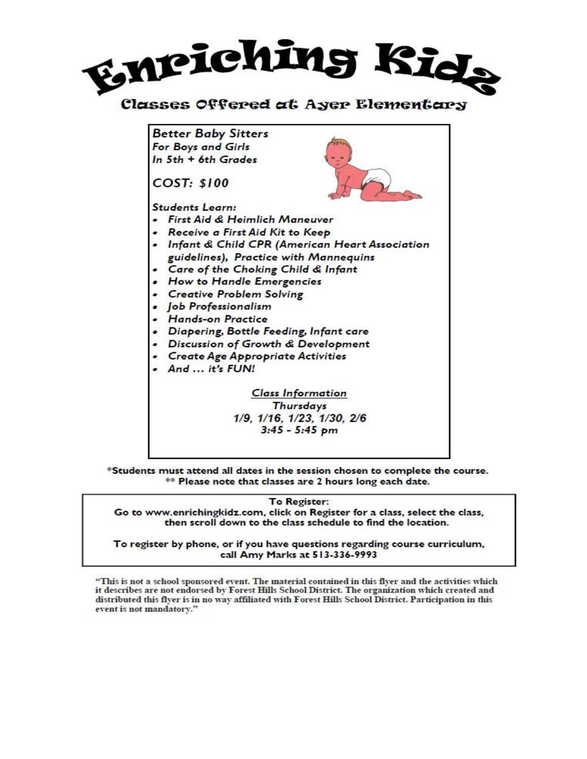# Enriching Kidz

## Classes Offered at Ayer Elementary

***Better Baby Sitters***
***For Boys and Girls***
***In 5th + 6th Grades***

***COST: $100***

***Students Learn:***

- *First Aid & Heimlich Maneuver*
- *Receive a First Aid Kit to Keep*
- *Infant & Child CPR (American Heart Association guidelines), Practice with Mannequins*
- *Care of the Choking Child & Infant*
- *How to Handle Emergencies*
- *Creative Problem Solving*
- *Job Professionalism*
- *Hands-on Practice*
- *Diapering, Bottle Feeding, Infant care*
- *Discussion of Growth & Development*
- *Create Age Appropriate Activities*
- *And … it's FUN!*

***<u>Class Information</u>***
***Thursdays***
***1/9, 1/16, 1/23, 1/30, 2/6***
***3:45 - 5:45 pm***

**\*Students must attend all dates in the session chosen to complete the course.**
**\*\* Please note that classes are 2 hours long each date.**

**To Register:**
**Go to www.enrichingkidz.com, click on Register for a class, select the class, then scroll down to the class schedule to find the location.**

**To register by phone, or if you have questions regarding course curriculum, call Amy Marks at 513-336-9993**

"This is not a school sponsored event. The material contained in this flyer and the activities which it describes are not endorsed by Forest Hills School District. The organization which created and distributed this flyer is in no way affiliated with Forest Hills School District. Participation in this event is not mandatory."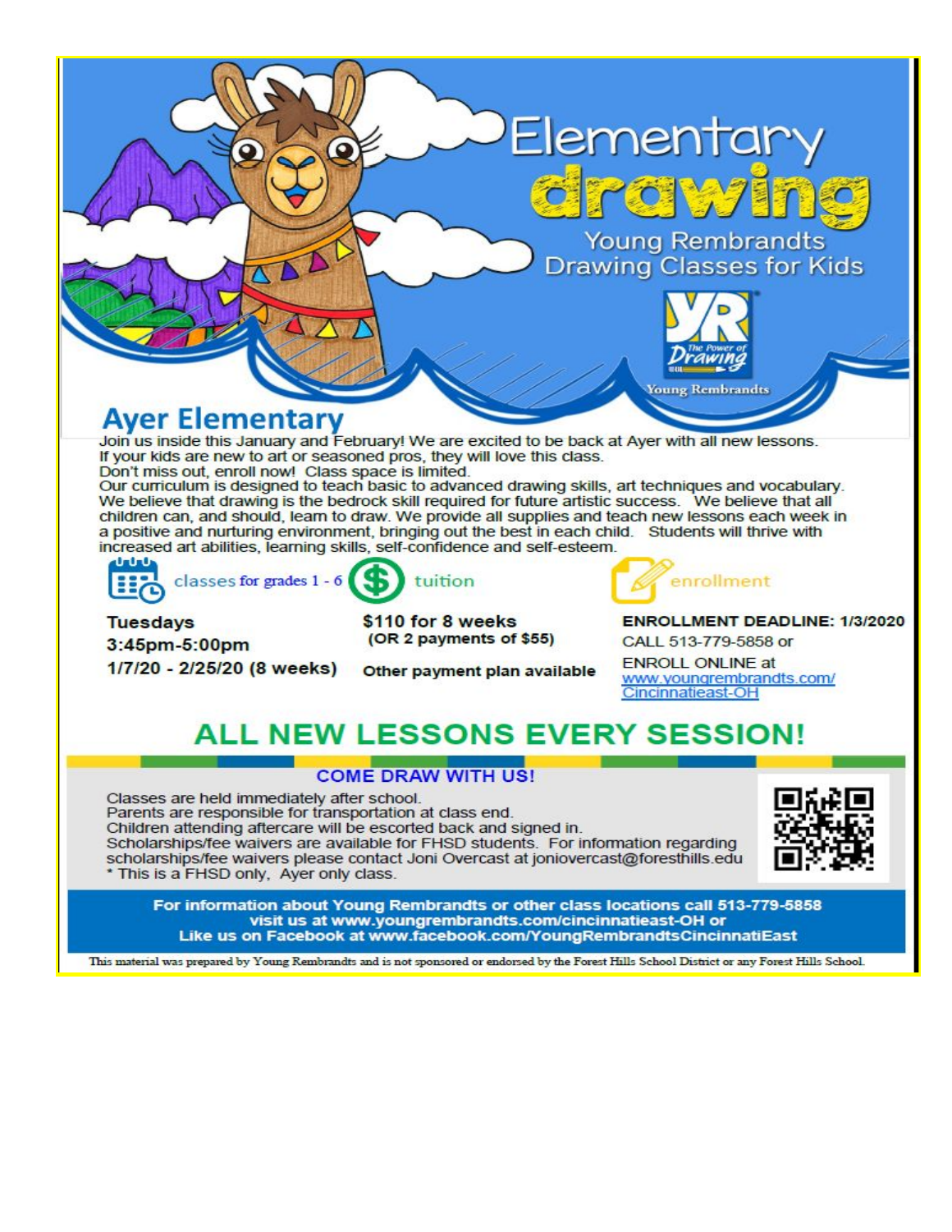# Elementary drawing

## Young Rembrandts Drawing Classes for Kids

Young Rembrandts — The Power of Drawing

## Ayer Elementary

Join us inside this January and February! We are excited to be back at Ayer with all new lessons.
If your kids are new to art or seasoned pros, they will love this class.
Don't miss out, enroll now! Class space is limited.
Our curriculum is designed to teach basic to advanced drawing skills, art techniques and vocabulary. We believe that drawing is the bedrock skill required for future artistic success. We believe that all children can, and should, learn to draw. We provide all supplies and teach new lessons each week in a positive and nurturing environment, bringing out the best in each child. Students will thrive with increased art abilities, learning skills, self-confidence and self-esteem.

**classes for grades 1 - 6**

**Tuesdays**
**3:45pm-5:00pm**
**1/7/20 - 2/25/20 (8 weeks)**

**tuition**

**$110 for 8 weeks**
**(OR 2 payments of $55)**

**Other payment plan available**

**enrollment**

**ENROLLMENT DEADLINE: 1/3/2020**
CALL 513-779-5858 or
ENROLL ONLINE at
[www.youngrembrandts.com/Cincinnatieast-OH](www.youngrembrandts.com/Cincinnatieast-OH)

## ALL NEW LESSONS EVERY SESSION!

### COME DRAW WITH US!

Classes are held immediately after school.
Parents are responsible for transportation at class end.
Children attending aftercare will be escorted back and signed in.
Scholarships/fee waivers are available for FHSD students. For information regarding scholarships/fee waivers please contact Joni Overcast at joniovercast@foresthills.edu
* This is a FHSD only, Ayer only class.

**For information about Young Rembrandts or other class locations call 513-779-5858 visit us at www.youngrembrandts.com/cincinnatieast-OH or Like us on Facebook at www.facebook.com/YoungRembrandtsCincinnatiEast**

This material was prepared by Young Rembrandts and is not sponsored or endorsed by the Forest Hills School District or any Forest Hills School.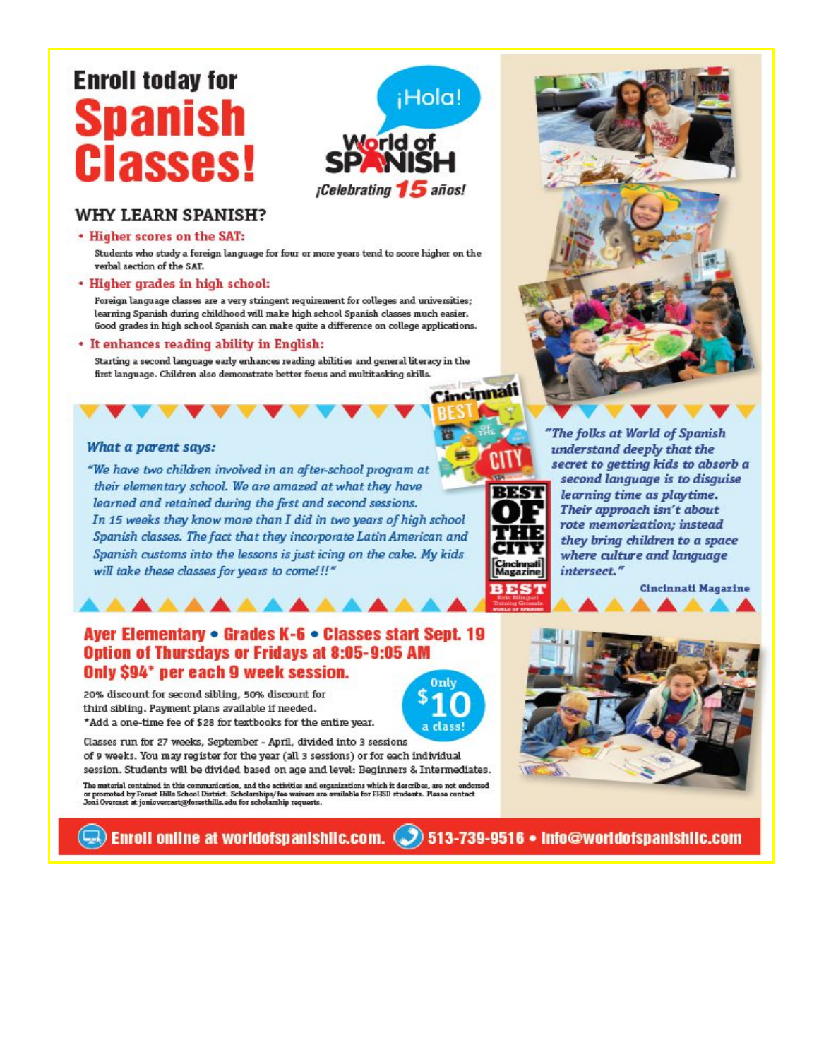# Enroll today for Spanish Classes!

¡Hola!

World of SPANISH

*¡Celebrating 15 años!*

## WHY LEARN SPANISH?

- **Higher scores on the SAT:**

  Students who study a foreign language for four or more years tend to score higher on the verbal section of the SAT.

- **Higher grades in high school:**

  Foreign language classes are a very stringent requirement for colleges and universities; learning Spanish during childhood will make high school Spanish classes much easier. Good grades in high school Spanish can make quite a difference on college applications.

- **It enhances reading ability in English:**

  Starting a second language early enhances reading abilities and general literacy in the first language. Children also demonstrate better focus and multitasking skills.

***What a parent says:***

*"We have two children involved in an after-school program at their elementary school. We are amazed at what they have learned and retained during the first and second sessions. In 15 weeks they know more than I did in two years of high school Spanish classes. The fact that they incorporate Latin American and Spanish customs into the lessons is just icing on the cake. My kids will take these classes for years to come!!!"*

BEST OF THE CITY — Cincinnati Magazine — BEST Kids Bilingual Training Grounds — World of Spanish

***"The folks at World of Spanish understand deeply that the secret to getting kids to absorb a second language is to disguise learning time as playtime. Their approach isn't about rote memorization; instead they bring children to a space where culture and language intersect."***

**Cincinnati Magazine**

## Ayer Elementary • Grades K-6 • Classes start Sept. 19
## Option of Thursdays or Fridays at 8:05-9:05 AM
## Only $94* per each 9 week session.

Only $10 a class!

20% discount for second sibling, 50% discount for third sibling. Payment plans available if needed.
*Add a one-time fee of $28 for textbooks for the entire year.

Classes run for 27 weeks, September - April, divided into 3 sessions of 9 weeks. You may register for the year (all 3 sessions) or for each individual session. Students will be divided based on age and level: Beginners & Intermediates.

The material contained in this communication, and the activities and organizations which it describes, are not endorsed or promoted by Forest Hills School District. Scholarships/fee waivers are available for FHSD students. Please contact Joni Overcast at jonioverecast@foresthills.edu for scholarship requests.

**Enroll online at worldofspanishllc.com. 513-739-9516 • info@worldofspanishllc.com**